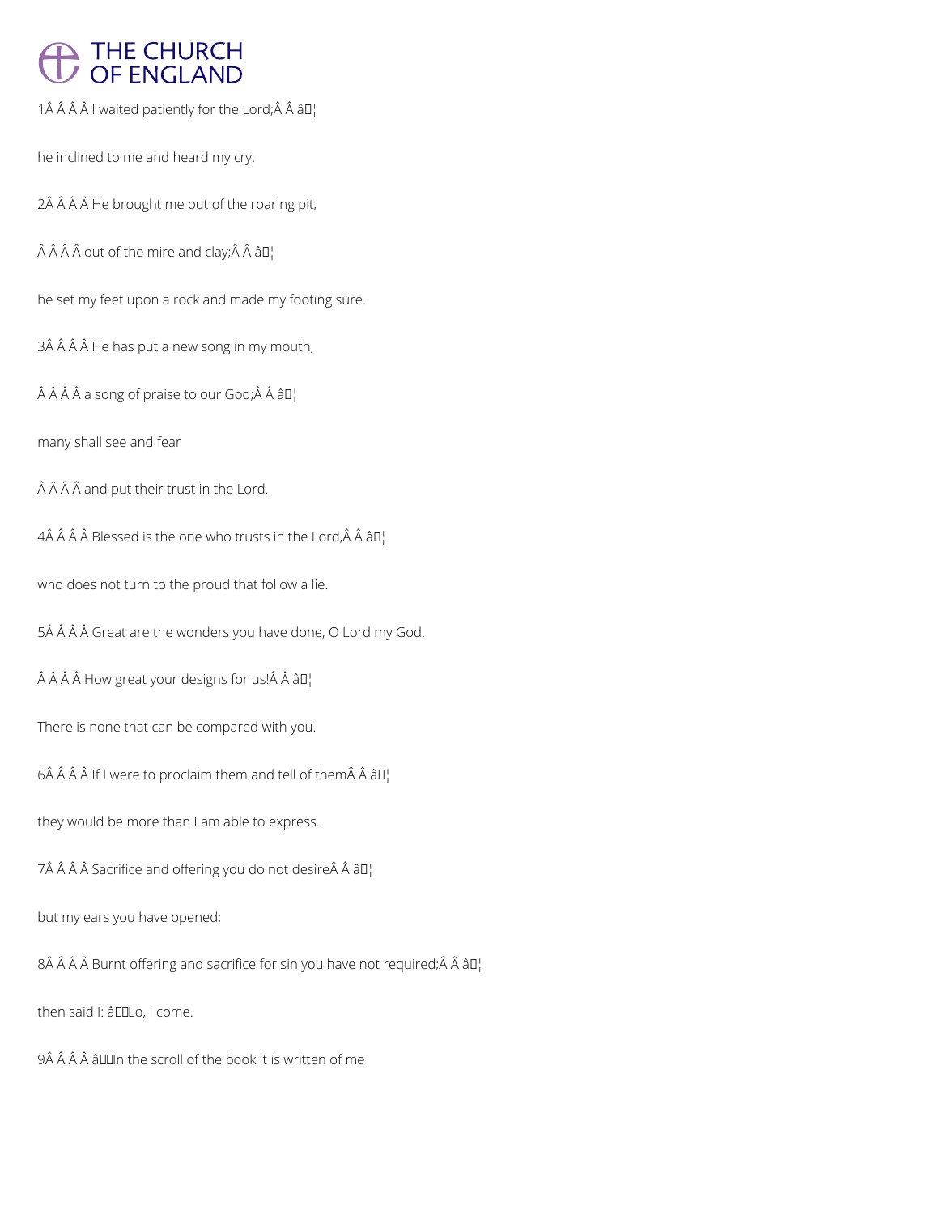1 I waited patiently for the Lord;

he inclined to me and heard my cry.

2 He brought me out of the roaring pit,

out of the mire and clay;

he set my feet upon a rock and made my footing sure.

3 He has put a new song in my mouth,

a song of praise to our God;

many shall see and fear

and put their trust in the Lord.

4 Blessed is the one who trusts in the Lord,

who does not turn to the proud that follow a lie.

5 Great are the wonders you have done, O Lord my God.

How great your designs for us!

There is none that can be compared with you.

6 If I were to proclaim them and tell of them

they would be more than I am able to express.

7 Sacrifice and offering you do not desire

but my ears you have opened;

8 Burnt offering and sacrifice for sin you have not required;

then said I: ‘Lo, I come.

9 ‘In the scroll of the book it is written of me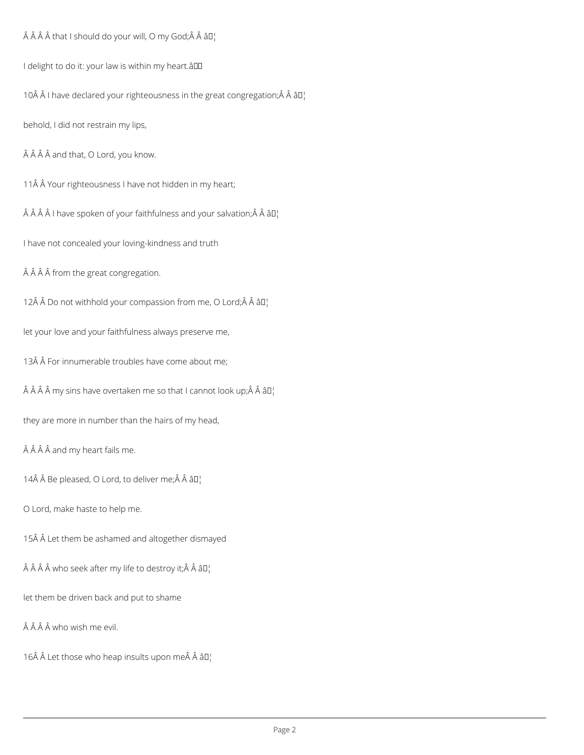Â Â Â Â that I should do your will, O my God;Â Â â¦

I delight to do it: your law is within my heart.â

10Â Â I have declared your righteousness in the great congregation;Â Â â¦

behold, I did not restrain my lips,

Â Â Â Â and that, O Lord, you know.

11Â Â Your righteousness I have not hidden in my heart;

Â Â Â Â I have spoken of your faithfulness and your salvation;Â Â â¦

I have not concealed your loving-kindness and truth

Â Â Â Â from the great congregation.

12Â Â Do not withhold your compassion from me, O Lord;Â Â â¦

let your love and your faithfulness always preserve me,

13Â Â For innumerable troubles have come about me;

Â Â Â Â my sins have overtaken me so that I cannot look up;Â Â â¦

they are more in number than the hairs of my head,

Â Â Â Â and my heart fails me.

14Â Â Be pleased, O Lord, to deliver me;Â Â â¦

O Lord, make haste to help me.

15Â Â Let them be ashamed and altogether dismayed

Â Â Â Â who seek after my life to destroy it;Â Â â¦

let them be driven back and put to shame

Â Â Â Â who wish me evil.

16Â Â Let those who heap insults upon meÂ Â â¦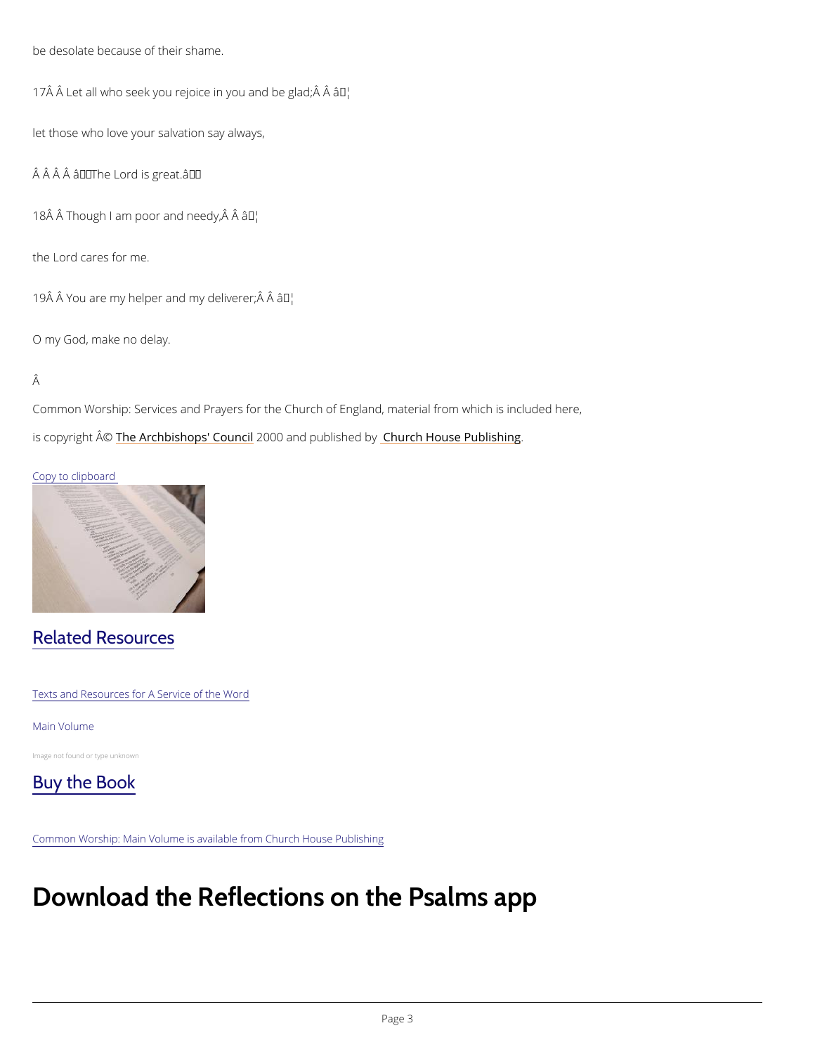be desolate because of their shame.

17Â Â Let all who seek you rejoice in you and be glad;Â Â â¦

let those who love your salvation say always,

Â Â Â Â â The Lord is great.â

18Â Â Though I am poor and needy,Â Â â¦

the Lord cares for me.

19Â Â You are my helper and my deliverer;Â Â â¦

O my God, make no delay.

Â

Common Worship: Services and Prayers for the Church of England, material from which is included here, is copyright Â© The Archbishops' Council 2000 and published by Church House Publishing.

Copy to clipboard

## Related Resources

Texts and Resources for A Service of the Word

Main Volume

Image not found or type unknown

## Buy the Book

Common Worship: Main Volume is available from Church House Publishing

# Download the Reflections on the Psalms app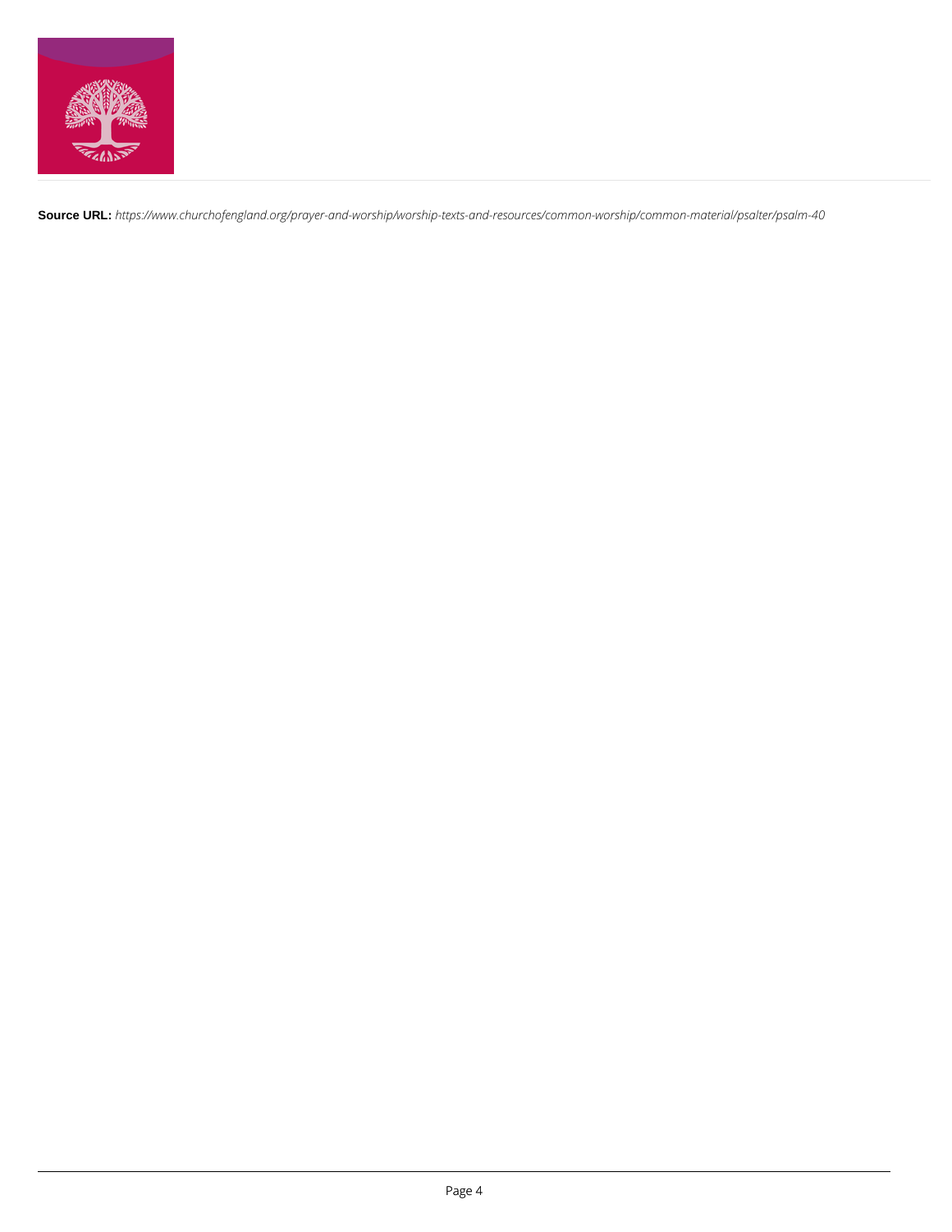**Source URL:** *https://www.churchofengland.org/prayer-and-worship/worship-texts-and-resources/common-worship/common-material/psalter/psalm-40*